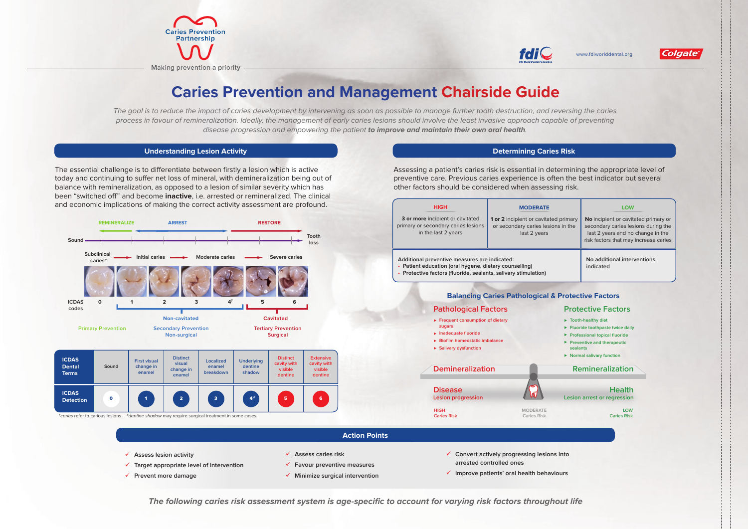Caries Prevention Partnership

Making prevention a priority

www.fdiworlddental.org

# Caries Prevention and Management Chairside Guide

*The goal is to reduce the impact of caries development by intervening as soon as possible to manage further tooth destruction, and reversing the caries process in favour of remineralization. Ideally, the management of early caries lesions should involve the least invasive approach capable of preventing disease progression and empowering the patient **to improve and maintain their own oral health**.*

## Understanding Lesion Activity

The essential challenge is to differentiate between firstly a lesion which is active today and continuing to suffer net loss of mineral, with demineralization being out of balance with remineralization, as opposed to a lesion of similar severity which has been "switched off" and become **inactive**, i.e. arrested or remineralized. The clinical and economic implications of making the correct activity assessment are profound.

REMINERALIZE — ARREST — RESTORE

Sound → Tooth loss

Subclinical caries* → Initial caries → Moderate caries → Severe caries

ICDAS codes: 0, 1, 2, 3, 4[#], 5, 6

Non-cavitated (1–4) | Cavitated (5–6)

Primary Prevention | Secondary Prevention Non-surgical | Tertiary Prevention Surgical

| ICDAS Dental Terms | Sound | First visual change in enamel | Distinct visual change in enamel | Localized enamel breakdown | Underlying dentine shadow | Distinct cavity with visible dentine | Extensive cavity with visible dentine |
|---|---|---|---|---|---|---|---|
| ICDAS Detection | 0 | 1 | 2 | 3 | 4[#] | 5 | 6 |

*caries refer to carious lesions   [#]dentine shadow may require surgical treatment in some cases

## Determining Caries Risk

Assessing a patient's caries risk is essential in determining the appropriate level of preventive care. Previous caries experience is often the best indicator but several other factors should be considered when assessing risk.

| HIGH | MODERATE | LOW |
|---|---|---|
| **3 or more** incipient or cavitated primary or secondary caries lesions in the last 2 years | **1 or 2** incipient or cavitated primary or secondary caries lesions in the last 2 years | **No** incipient or cavitated primary or secondary caries lesions during the last 2 years and no change in the risk factors that may increase caries |
| Additional preventive measures are indicated: • Patient education (oral hygene, dietary counselling) • Protective factors (fluoride, sealants, salivary stimulation) | | No additional interventions indicated |

### Balancing Caries Pathological & Protective Factors

**Pathological Factors**

- Frequent consumption of dietary sugars
- Inadequate fluoride
- Biofilm homeostatic imbalance
- Salivary dysfunction

**Protective Factors**

- Tooth-healthy diet
- Fluoride toothpaste twice daily
- Professional topical fluoride
- Preventive and therapeutic sealants
- Normal salivary function

Demineralization — Remineralization

**Disease**: Lesion progression — **Health**: Lesion arrest or regression

HIGH Caries Risk — MODERATE Caries Risk — LOW Caries Risk

## Action Points

- ✓ Assess lesion activity
- ✓ Target appropriate level of intervention
- ✓ Prevent more damage
- ✓ Assess caries risk
- ✓ Favour preventive measures
- ✓ Minimize surgical intervention
- ✓ Convert actively progressing lesions into arrested controlled ones
- ✓ Improve patients' oral health behaviours

***The following caries risk assessment system is age-specific to account for varying risk factors throughout life***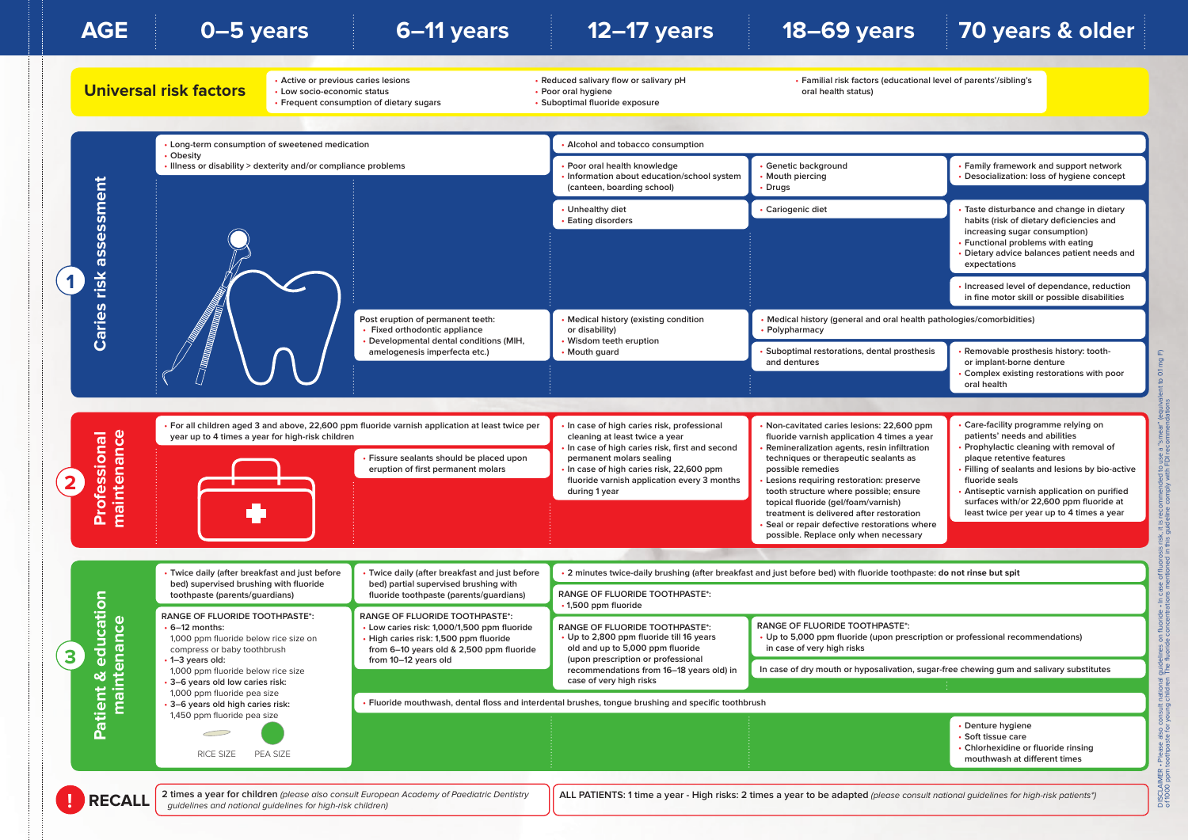| AGE | 0–5 years | 6–11 years | 12–17 years | 18–69 years | 70 years & older |
|---|---|---|---|---|---|
| **Universal risk factors** | • Active or previous caries lesions<br>• Low socio-economic status<br>• Frequent consumption of dietary sugars | | • Reduced salivary flow or salivary pH<br>• Poor oral hygiene<br>• Suboptimal fluoride exposure | • Familial risk factors (educational level of parents'/sibling's oral health status) | |

## 1 Caries risk assessment

| 0–5 years | 6–11 years | 12–17 years | 18–69 years | 70 years & older |
|---|---|---|---|---|
| • Long-term consumption of sweetened medication<br>• Obesity<br>• Illness or disability > dexterity and/or compliance problems | | • Alcohol and tobacco consumption | | |
| | | • Poor oral health knowledge<br>• Information about education/school system (canteen, boarding school) | • Genetic background<br>• Mouth piercing<br>• Drugs | • Family framework and support network<br>• Desocialization: loss of hygiene concept |
| | | • Unhealthy diet<br>• Eating disorders | • Cariogenic diet | • Taste disturbance and change in dietary habits (risk of dietary deficiencies and increasing sugar consumption)<br>• Functional problems with eating<br>• Dietary advice balances patient needs and expectations |
| | | | | • Increased level of dependance, reduction in fine motor skill or possible disabilities |
| | Post eruption of permanent teeth:<br>• Fixed orthodontic appliance<br>• Developmental dental conditions (MIH, amelogenesis imperfecta etc.) | • Medical history (existing condition or disability)<br>• Wisdom teeth eruption<br>• Mouth guard | • Medical history (general and oral health pathologies/comorbidities)<br>• Polypharmacy | |
| | | | • Suboptimal restorations, dental prosthesis and dentures | • Removable prosthesis history: tooth- or implant-borne denture<br>• Complex existing restorations with poor oral health |

## 2 Professional maintenance

| 0–5 years | 6–11 years | 12–17 years | 18–69 years | 70 years & older |
|---|---|---|---|---|
| • For all children aged 3 and above, 22,600 ppm fluoride varnish application at least twice per year up to 4 times a year for high-risk children | | • In case of high caries risk, professional cleaning at least twice a year<br>• In case of high caries risk, first and second permanent molars sealing<br>• In case of high caries risk, 22,600 ppm fluoride varnish application every 3 months during 1 year | • Non-cavitated caries lesions: 22,600 ppm fluoride varnish application 4 times a year<br>• Remineralization agents, resin infiltration techniques or therapeutic sealants as possible remedies<br>• Lesions requiring restoration: preserve tooth structure where possible; ensure topical fluoride (gel/foam/varnish) treatment is delivered after restoration<br>• Seal or repair defective restorations where possible. Replace only when necessary | • Care-facility programme relying on patients' needs and abilities<br>• Prophylactic cleaning with removal of plaque retentive features<br>• Filling of sealants and lesions by bio-active fluoride seals<br>• Antiseptic varnish application on purified surfaces with/or 22,600 ppm fluoride at least twice per year up to 4 times a year |
| | • Fissure sealants should be placed upon eruption of first permanent molars | | | |

## 3 Patient & education maintenance

| 0–5 years | 6–11 years | 12–17 years | 18–69 years | 70 years & older |
|---|---|---|---|---|
| • Twice daily (after breakfast and just before bed) supervised brushing with fluoride toothpaste (parents/guardians) | • Twice daily (after breakfast and just before bed) partial supervised brushing with fluoride toothpaste (parents/guardians) | • 2 minutes twice-daily brushing (after breakfast and just before bed) with fluoride toothpaste: **do not rinse but spit** | | |
| | | RANGE OF FLUORIDE TOOTHPASTE*:<br>• 1,500 ppm fluoride | | |
| RANGE OF FLUORIDE TOOTHPASTE*:<br>• 6–12 months: 1,000 ppm fluoride below rice size on compress or baby toothbrush<br>• 1–3 years old: 1,000 ppm fluoride below rice size<br>• 3–6 years old low caries risk: 1,000 ppm fluoride pea size<br>• 3–6 years old high caries risk: 1,450 ppm fluoride pea size<br>RICE SIZE / PEA SIZE | RANGE OF FLUORIDE TOOTHPASTE*:<br>• Low caries risk: 1,000/1,500 ppm fluoride<br>• High caries risk: 1,500 ppm fluoride from 6–10 years old & 2,500 ppm fluoride from 10–12 years old | RANGE OF FLUORIDE TOOTHPASTE*:<br>• Up to 2,800 ppm fluoride till 16 years old and up to 5,000 ppm fluoride (upon prescription or professional recommendations) from 16–18 years old) in case of very high risks | RANGE OF FLUORIDE TOOTHPASTE*:<br>• Up to 5,000 ppm fluoride (upon prescription or professional recommendations) in case of very high risks<br>In case of dry mouth or hyposalivation, sugar-free chewing gum and salivary substitutes | |
| | • Fluoride mouthwash, dental floss and interdental brushes, tongue brushing and specific toothbrush | | | |
| | | | | • Denture hygiene<br>• Soft tissue care<br>• Chlorhexidine or fluoride rinsing mouthwash at different times |

## ! RECALL

| 0–5 years | 6–11 years | 12–17 years | 18–69 years | 70 years & older |
|---|---|---|---|---|
| 2 times a year for children *(please also consult European Academy of Paediatric Dentistry guidelines and national guidelines for high-risk children)* | | ALL PATIENTS: 1 time a year - High risks: 2 times a year to be adapted *(please consult national guidelines for high-risk patients*)* | | |

DISCLAIMER • Please also consult national guidelines on fluoride • In case of fluoride risk, it is recommended to use a "smear" (equivalent to 0.1 mg F) of 1000 ppm toothpaste for young children. The fluoride concentrations mentioned in this guideline comply with FDI recommendations